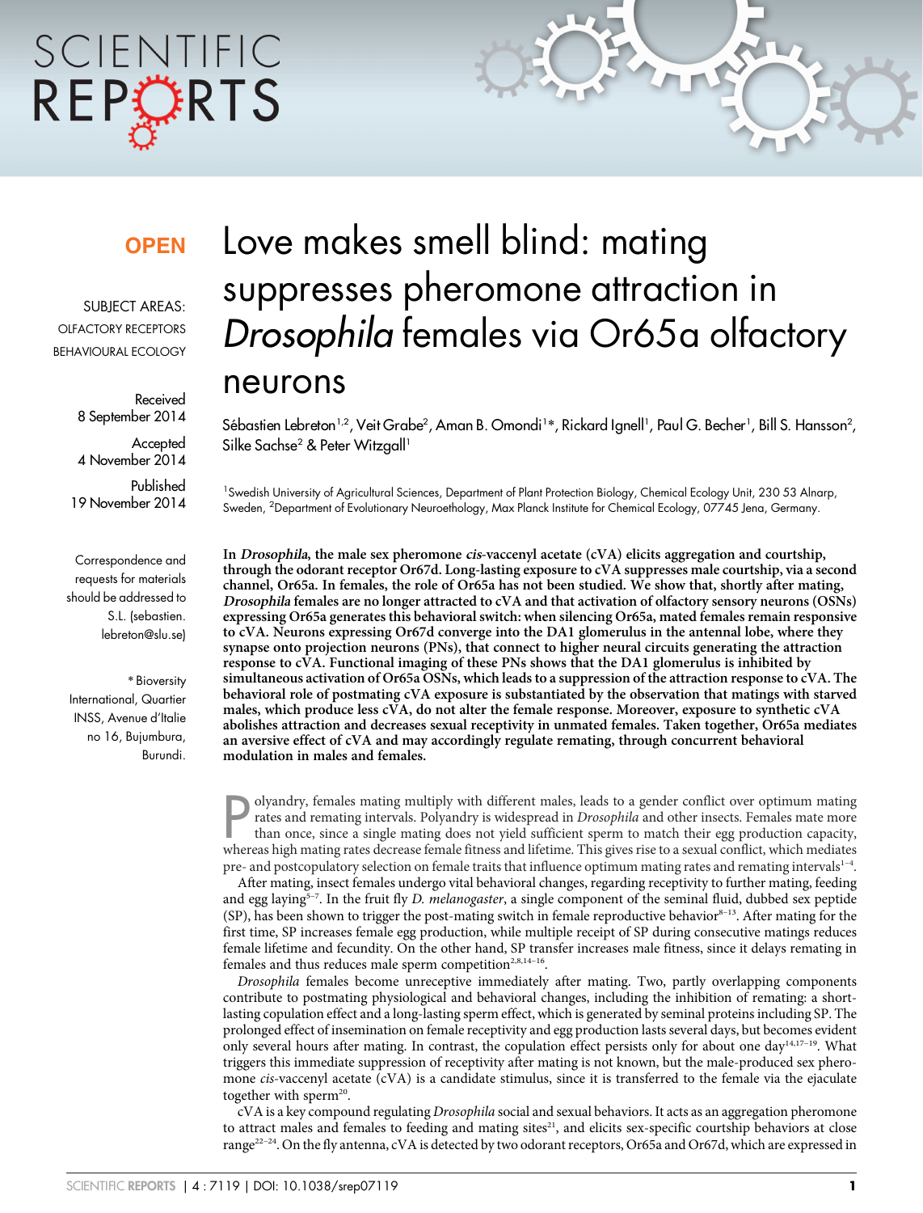OPEN

SUBJECT AREAS:
OLFACTORY RECEPTORS
BEHAVIOURAL ECOLOGY

Received
8 September 2014

Accepted
4 November 2014

Published
19 November 2014

Correspondence and requests for materials should be addressed to S.L. (sebastien.lebreton@slu.se)

* Bioversity International, Quartier INSS, Avenue d'Italie no 16, Bujumbura, Burundi.

# Love makes smell blind: mating suppresses pheromone attraction in *Drosophila* females via Or65a olfactory neurons

Sébastien Lebreton[1,2], Veit Grabe[2], Aman B. Omondi[1]*, Rickard Ignell[1], Paul G. Becher[1], Bill S. Hansson[2], Silke Sachse[2] & Peter Witzgall[1]

[1]Swedish University of Agricultural Sciences, Department of Plant Protection Biology, Chemical Ecology Unit, 230 53 Alnarp, Sweden, [2]Department of Evolutionary Neuroethology, Max Planck Institute for Chemical Ecology, 07745 Jena, Germany.

**In *Drosophila*, the male sex pheromone *cis*-vaccenyl acetate (cVA) elicits aggregation and courtship, through the odorant receptor Or67d. Long-lasting exposure to cVA suppresses male courtship, via a second channel, Or65a. In females, the role of Or65a has not been studied. We show that, shortly after mating, *Drosophila* females are no longer attracted to cVA and that activation of olfactory sensory neurons (OSNs) expressing Or65a generates this behavioral switch: when silencing Or65a, mated females remain responsive to cVA. Neurons expressing Or67d converge into the DA1 glomerulus in the antennal lobe, where they synapse onto projection neurons (PNs), that connect to higher neural circuits generating the attraction response to cVA. Functional imaging of these PNs shows that the DA1 glomerulus is inhibited by simultaneous activation of Or65a OSNs, which leads to a suppression of the attraction response to cVA. The behavioral role of postmating cVA exposure is substantiated by the observation that matings with starved males, which produce less cVA, do not alter the female response. Moreover, exposure to synthetic cVA abolishes attraction and decreases sexual receptivity in unmated females. Taken together, Or65a mediates an aversive effect of cVA and may accordingly regulate remating, through concurrent behavioral modulation in males and females.**

Polyandry, females mating multiply with different males, leads to a gender conflict over optimum mating rates and remating intervals. Polyandry is widespread in *Drosophila* and other insects. Females mate more than once, since a single mating does not yield sufficient sperm to match their egg production capacity, whereas high mating rates decrease female fitness and lifetime. This gives rise to a sexual conflict, which mediates pre- and postcopulatory selection on female traits that influence optimum mating rates and remating intervals[1–4].

After mating, insect females undergo vital behavioral changes, regarding receptivity to further mating, feeding and egg laying[5–7]. In the fruit fly *D. melanogaster*, a single component of the seminal fluid, dubbed sex peptide (SP), has been shown to trigger the post-mating switch in female reproductive behavior[8–13]. After mating for the first time, SP increases female egg production, while multiple receipt of SP during consecutive matings reduces female lifetime and fecundity. On the other hand, SP transfer increases male fitness, since it delays remating in females and thus reduces male sperm competition[2,8,14–16].

*Drosophila* females become unreceptive immediately after mating. Two, partly overlapping components contribute to postmating physiological and behavioral changes, including the inhibition of remating: a short-lasting copulation effect and a long-lasting sperm effect, which is generated by seminal proteins including SP. The prolonged effect of insemination on female receptivity and egg production lasts several days, but becomes evident only several hours after mating. In contrast, the copulation effect persists only for about one day[14,17–19]. What triggers this immediate suppression of receptivity after mating is not known, but the male-produced sex pheromone *cis*-vaccenyl acetate (cVA) is a candidate stimulus, since it is transferred to the female via the ejaculate together with sperm[20].

cVA is a key compound regulating *Drosophila* social and sexual behaviors. It acts as an aggregation pheromone to attract males and females to feeding and mating sites[21], and elicits sex-specific courtship behaviors at close range[22–24]. On the fly antenna, cVA is detected by two odorant receptors, Or65a and Or67d, which are expressed in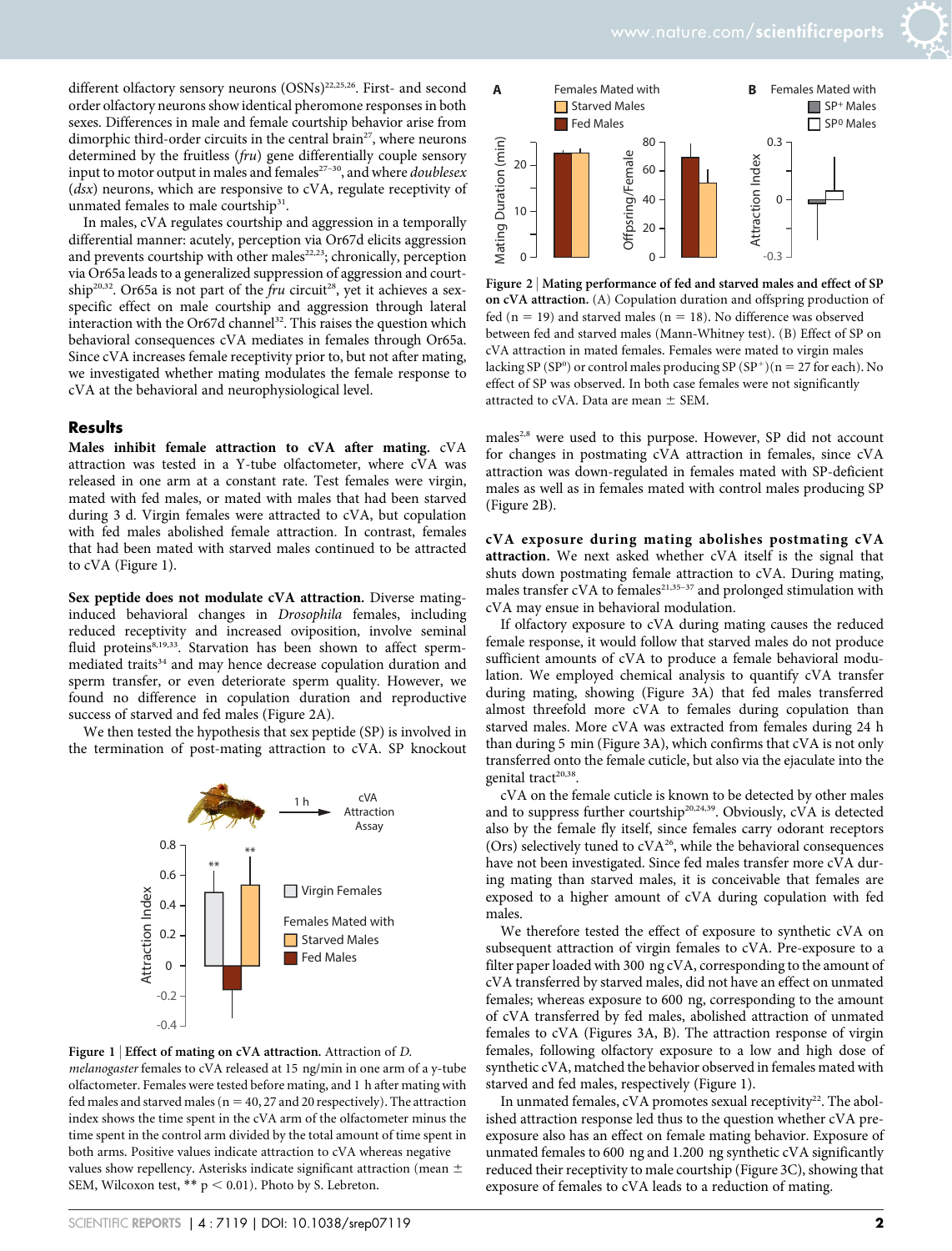different olfactory sensory neurons (OSNs)[22,25,26]. First- and second order olfactory neurons show identical pheromone responses in both sexes. Differences in male and female courtship behavior arise from dimorphic third-order circuits in the central brain[27], where neurons determined by the fruitless (*fru*) gene differentially couple sensory input to motor output in males and females[27–30], and where *doublesex* (*dsx*) neurons, which are responsive to cVA, regulate receptivity of unmated females to male courtship[31].

In males, cVA regulates courtship and aggression in a temporally differential manner: acutely, perception via Or67d elicits aggression and prevents courtship with other males[22,23]; chronically, perception via Or65a leads to a generalized suppression of aggression and courtship[20,32]. Or65a is not part of the *fru* circuit[28], yet it achieves a sex-specific effect on male courtship and aggression through lateral interaction with the Or67d channel[32]. This raises the question which behavioral consequences cVA mediates in females through Or65a. Since cVA increases female receptivity prior to, but not after mating, we investigated whether mating modulates the female response to cVA at the behavioral and neurophysiological level.

## Results

**Males inhibit female attraction to cVA after mating.** cVA attraction was tested in a Y-tube olfactometer, where cVA was released in one arm at a constant rate. Test females were virgin, mated with fed males, or mated with males that had been starved during 3 d. Virgin females were attracted to cVA, but copulation with fed males abolished female attraction. In contrast, females that had been mated with starved males continued to be attracted to cVA (Figure 1).

**Sex peptide does not modulate cVA attraction.** Diverse mating-induced behavioral changes in *Drosophila* females, including reduced receptivity and increased oviposition, involve seminal fluid proteins[8,19,33]. Starvation has been shown to affect sperm-mediated traits[34] and may hence decrease copulation duration and sperm transfer, or even deteriorate sperm quality. However, we found no difference in copulation duration and reproductive success of starved and fed males (Figure 2A).

We then tested the hypothesis that sex peptide (SP) is involved in the termination of post-mating attraction to cVA. SP knockout males[2,8] were used to this purpose. However, SP did not account for changes in postmating cVA attraction in females, since cVA attraction was down-regulated in females mated with SP-deficient males as well as in females mated with control males producing SP (Figure 2B).

**Figure 1 | Effect of mating on cVA attraction.** Attraction of *D. melanogaster* females to cVA released at 15 ng/min in one arm of a y-tube olfactometer. Females were tested before mating, and 1 h after mating with fed males and starved males (n = 40, 27 and 20 respectively). The attraction index shows the time spent in the cVA arm of the olfactometer minus the time spent in the control arm divided by the total amount of time spent in both arms. Positive values indicate attraction to cVA whereas negative values show repellency. Asterisks indicate significant attraction (mean ± SEM, Wilcoxon test, ** $p < 0.01$). Photo by S. Lebreton.

**Figure 2 | Mating performance of fed and starved males and effect of SP on cVA attraction.** (A) Copulation duration and offspring production of fed (n = 19) and starved males (n = 18). No difference was observed between fed and starved males (Mann-Whitney test). (B) Effect of SP on cVA attraction in mated females. Females were mated to virgin males lacking SP ($SP^0$) or control males producing SP ($SP^+$)(n = 27 for each). No effect of SP was observed. In both case females were not significantly attracted to cVA. Data are mean ± SEM.

**cVA exposure during mating abolishes postmating cVA attraction.** We next asked whether cVA itself is the signal that shuts down postmating female attraction to cVA. During mating, males transfer cVA to females[21,35–37] and prolonged stimulation with cVA may ensue in behavioral modulation.

If olfactory exposure to cVA during mating causes the reduced female response, it would follow that starved males do not produce sufficient amounts of cVA to produce a female behavioral modulation. We employed chemical analysis to quantify cVA transfer during mating, showing (Figure 3A) that fed males transferred almost threefold more cVA to females during copulation than starved males. More cVA was extracted from females during 24 h than during 5 min (Figure 3A), which confirms that cVA is not only transferred onto the female cuticle, but also via the ejaculate into the genital tract[20,38].

cVA on the female cuticle is known to be detected by other males and to suppress further courtship[20,24,39]. Obviously, cVA is detected also by the female fly itself, since females carry odorant receptors (Ors) selectively tuned to cVA[26], while the behavioral consequences have not been investigated. Since fed males transfer more cVA during mating than starved males, it is conceivable that females are exposed to a higher amount of cVA during copulation with fed males.

We therefore tested the effect of exposure to synthetic cVA on subsequent attraction of virgin females to cVA. Pre-exposure to a filter paper loaded with 300 ng cVA, corresponding to the amount of cVA transferred by starved males, did not have an effect on unmated females; whereas exposure to 600 ng, corresponding to the amount of cVA transferred by fed males, abolished attraction of unmated females to cVA (Figures 3A, B). The attraction response of virgin females, following olfactory exposure to a low and high dose of synthetic cVA, matched the behavior observed in females mated with starved and fed males, respectively (Figure 1).

In unmated females, cVA promotes sexual receptivity[22]. The abolished attraction response led thus to the question whether cVA pre-exposure also has an effect on female mating behavior. Exposure of unmated females to 600 ng and 1.200 ng synthetic cVA significantly reduced their receptivity to male courtship (Figure 3C), showing that exposure of females to cVA leads to a reduction of mating.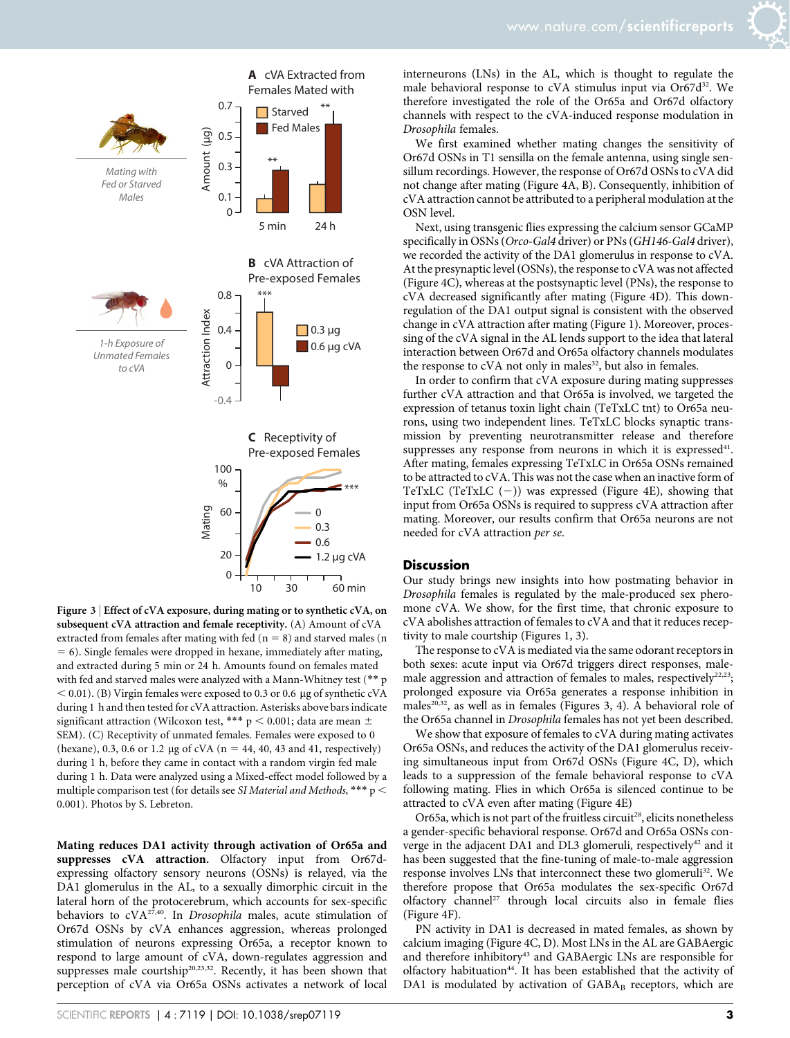**Figure 3 | Effect of cVA exposure, during mating or to synthetic cVA, on subsequent cVA attraction and female receptivity.** (A) Amount of cVA extracted from females after mating with fed (n = 8) and starved males (n = 6). Single females were dropped in hexane, immediately after mating, and extracted during 5 min or 24 h. Amounts found on females mated with fed and starved males were analyzed with a Mann-Whitney test (** p < 0.01). (B) Virgin females were exposed to 0.3 or 0.6 μg of synthetic cVA during 1 h and then tested for cVA attraction. Asterisks above bars indicate significant attraction (Wilcoxon test, *** p < 0.001; data are mean ± SEM). (C) Receptivity of unmated females. Females were exposed to 0 (hexane), 0.3, 0.6 or 1.2 μg of cVA (n = 44, 40, 43 and 41, respectively) during 1 h, before they came in contact with a random virgin fed male during 1 h. Data were analyzed using a Mixed-effect model followed by a multiple comparison test (for details see *SI Material and Methods*, *** p < 0.001). Photos by S. Lebreton.

**Mating reduces DA1 activity through activation of Or65a and suppresses cVA attraction.** Olfactory input from Or67d-expressing olfactory sensory neurons (OSNs) is relayed, via the DA1 glomerulus in the AL, to a sexually dimorphic circuit in the lateral horn of the protocerebrum, which accounts for sex-specific behaviors to cVA[27,40]. In *Drosophila* males, acute stimulation of Or67d OSNs by cVA enhances aggression, whereas prolonged stimulation of neurons expressing Or65a, a receptor known to respond to large amount of cVA, down-regulates aggression and suppresses male courtship[20,23,32]. Recently, it has been shown that perception of cVA via Or65a OSNs activates a network of local interneurons (LNs) in the AL, which is thought to regulate the male behavioral response to cVA stimulus input via Or67d[32]. We therefore investigated the role of the Or65a and Or67d olfactory channels with respect to the cVA-induced response modulation in *Drosophila* females.

We first examined whether mating changes the sensitivity of Or67d OSNs in T1 sensilla on the female antenna, using single sensillum recordings. However, the response of Or67d OSNs to cVA did not change after mating (Figure 4A, B). Consequently, inhibition of cVA attraction cannot be attributed to a peripheral modulation at the OSN level.

Next, using transgenic flies expressing the calcium sensor GCaMP specifically in OSNs (*Orco-Gal4* driver) or PNs (*GH146-Gal4* driver), we recorded the activity of the DA1 glomerulus in response to cVA. At the presynaptic level (OSNs), the response to cVA was not affected (Figure 4C), whereas at the postsynaptic level (PNs), the response to cVA decreased significantly after mating (Figure 4D). This down-regulation of the DA1 output signal is consistent with the observed change in cVA attraction after mating (Figure 1). Moreover, processing of the cVA signal in the AL lends support to the idea that lateral interaction between Or67d and Or65a olfactory channels modulates the response to cVA not only in males[32], but also in females.

In order to confirm that cVA exposure during mating suppresses further cVA attraction and that Or65a is involved, we targeted the expression of tetanus toxin light chain (TeTxLC tnt) to Or65a neurons, using two independent lines. TeTxLC blocks synaptic transmission by preventing neurotransmitter release and therefore suppresses any response from neurons in which it is expressed[41]. After mating, females expressing TeTxLC in Or65a OSNs remained to be attracted to cVA. This was not the case when an inactive form of TeTxLC (TeTxLC (−)) was expressed (Figure 4E), showing that input from Or65a OSNs is required to suppress cVA attraction after mating. Moreover, our results confirm that Or65a neurons are not needed for cVA attraction *per se*.

## Discussion

Our study brings new insights into how postmating behavior in *Drosophila* females is regulated by the male-produced sex pheromone cVA. We show, for the first time, that chronic exposure to cVA abolishes attraction of females to cVA and that it reduces receptivity to male courtship (Figures 1, 3).

The response to cVA is mediated via the same odorant receptors in both sexes: acute input via Or67d triggers direct responses, male-male aggression and attraction of females to males, respectively[22,23]; prolonged exposure via Or65a generates a response inhibition in males[20,32], as well as in females (Figures 3, 4). A behavioral role of the Or65a channel in *Drosophila* females has not yet been described.

We show that exposure of females to cVA during mating activates Or65a OSNs, and reduces the activity of the DA1 glomerulus receiving simultaneous input from Or67d OSNs (Figure 4C, D), which leads to a suppression of the female behavioral response to cVA following mating. Flies in which Or65a is silenced continue to be attracted to cVA even after mating (Figure 4E)

Or65a, which is not part of the fruitless circuit[28], elicits nonetheless a gender-specific behavioral response. Or67d and Or65a OSNs converge in the adjacent DA1 and DL3 glomeruli, respectively[42] and it has been suggested that the fine-tuning of male-to-male aggression response involves LNs that interconnect these two glomeruli[32]. We therefore propose that Or65a modulates the sex-specific Or67d olfactory channel[27] through local circuits also in female flies (Figure 4F).

PN activity in DA1 is decreased in mated females, as shown by calcium imaging (Figure 4C, D). Most LNs in the AL are GABAergic and therefore inhibitory[43] and GABAergic LNs are responsible for olfactory habituation[44]. It has been established that the activity of DA1 is modulated by activation of $GABA_B$ receptors, which are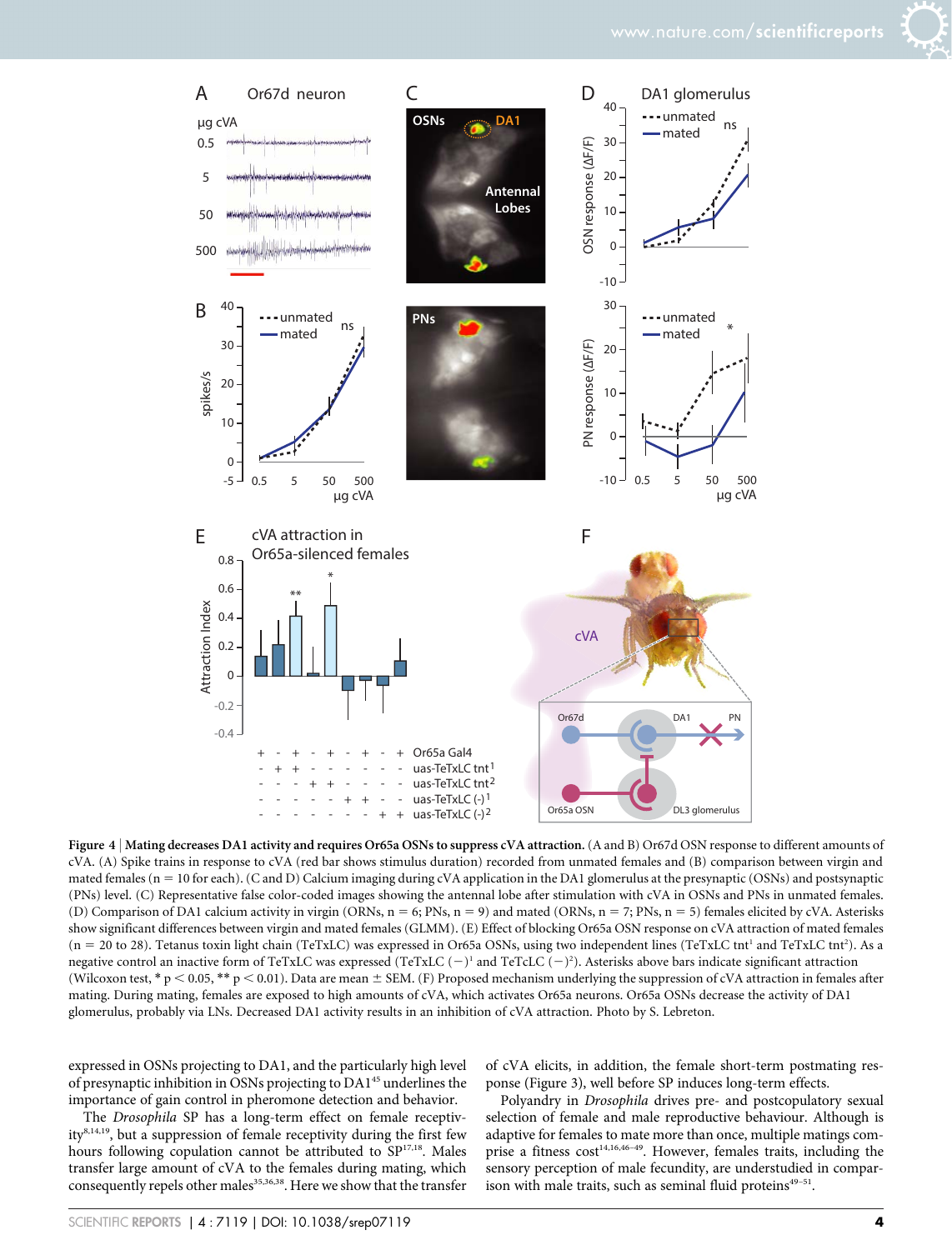**Figure 4 | Mating decreases DA1 activity and requires Or65a OSNs to suppress cVA attraction.** (A and B) Or67d OSN response to different amounts of cVA. (A) Spike trains in response to cVA (red bar shows stimulus duration) recorded from unmated females and (B) comparison between virgin and mated females (n = 10 for each). (C and D) Calcium imaging during cVA application in the DA1 glomerulus at the presynaptic (OSNs) and postsynaptic (PNs) level. (C) Representative false color-coded images showing the antennal lobe after stimulation with cVA in OSNs and PNs in unmated females. (D) Comparison of DA1 calcium activity in virgin (ORNs, n = 6; PNs, n = 9) and mated (ORNs, n = 7; PNs, n = 5) females elicited by cVA. Asterisks show significant differences between virgin and mated females (GLMM). (E) Effect of blocking Or65a OSN response on cVA attraction of mated females (n = 20 to 28). Tetanus toxin light chain (TeTxLC) was expressed in Or65a OSNs, using two independent lines (TeTxLC tnt[1] and TeTxLC tnt[2]). As a negative control an inactive form of TeTxLC was expressed (TeTxLC (−)[1] and TeTcLC (−)[2]). Asterisks above bars indicate significant attraction (Wilcoxon test, * $p < 0.05$, ** $p < 0.01$). Data are mean ± SEM. (F) Proposed mechanism underlying the suppression of cVA attraction in females after mating. During mating, females are exposed to high amounts of cVA, which activates Or65a neurons. Or65a OSNs decrease the activity of DA1 glomerulus, probably via LNs. Decreased DA1 activity results in an inhibition of cVA attraction. Photo by S. Lebreton.

expressed in OSNs projecting to DA1, and the particularly high level of presynaptic inhibition in OSNs projecting to DA1[45] underlines the importance of gain control in pheromone detection and behavior.

The *Drosophila* SP has a long-term effect on female receptivity[8,14,19], but a suppression of female receptivity during the first few hours following copulation cannot be attributed to SP[17,18]. Males transfer large amount of cVA to the females during mating, which consequently repels other males[35,36,38]. Here we show that the transfer of cVA elicits, in addition, the female short-term postmating response (Figure 3), well before SP induces long-term effects.

Polyandry in *Drosophila* drives pre- and postcopulatory sexual selection of female and male reproductive behaviour. Although is adaptive for females to mate more than once, multiple matings comprise a fitness cost[14,16,46–49]. However, females traits, including the sensory perception of male fecundity, are understudied in comparison with male traits, such as seminal fluid proteins[49–51].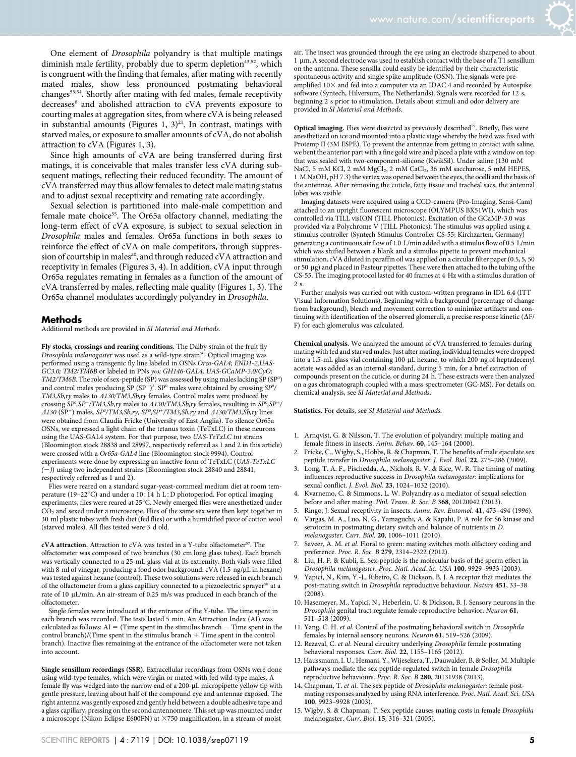One element of *Drosophila* polyandry is that multiple matings diminish male fertility, probably due to sperm depletion[43,52], which is congruent with the finding that females, after mating with recently mated males, show less pronounced postmating behavioral changes[53,54]. Shortly after mating with fed males, female receptivity decreases[8] and abolished attraction to cVA prevents exposure to courting males at aggregation sites, from where cVA is being released in substantial amounts (Figures 1, 3)[21]. In contrast, matings with starved males, or exposure to smaller amounts of cVA, do not abolish attraction to cVA (Figures 1, 3).

Since high amounts of cVA are being transferred during first matings, it is conceivable that males transfer less cVA during subsequent matings, reflecting their reduced fecundity. The amount of cVA transferred may thus allow females to detect male mating status and to adjust sexual receptivity and remating rate accordingly.

Sexual selection is partitioned into male-male competition and female mate choice[55]. The Or65a olfactory channel, mediating the long-term effect of cVA exposure, is subject to sexual selection in *Drosophila* males and females. Or65a functions in both sexes to reinforce the effect of cVA on male competitors, through suppression of courtship in males[20], and through reduced cVA attraction and receptivity in females (Figures 3, 4). In addition, cVA input through Or65a regulates remating in females as a function of the amount of cVA transferred by males, reflecting male quality (Figures 1, 3). The Or65a channel modulates accordingly polyandry in *Drosophila*.

## Methods

Additional methods are provided in *SI Material and Methods*.

**Fly stocks, crossings and rearing conditions.** The Dalby strain of the fruit fly *Drosophila melanogaster* was used as a wild-type strain[56]. Optical imaging was performed using a transgenic fly line labeled in OSNs *Orco-GAL4; END1-2,UAS-GC3.0; TM2/TM6B* or labeled in PNs *yω; GH146-GAL4, UAS-GCaMP-3.0/CyO; TM2/TM6B*. The role of sex-peptide (SP) was assessed by using males lacking SP ($SP^0$) and control males producing SP ($SP^+$)[2]. $SP^0$ males were obtained by crossing $SP^0$/*TM3,Sb,ry* males to *Δ130/TM3,Sb,ry* females. Control males were produced by crossing $SP^0,SP^+$/*TM3,Sb,ry* males to *Δ130/TM3,Sb,ry* females, resulting in $SP^0,SP^+$/*Δ130* ($SP^+$) males. $SP^0$/*TM3,Sb,ry*, $SP^0,SP^+$/*TM3,Sb,ry* and *Δ130/TM3,Sb,ry* lines were obtained from Claudia Fricke (University of East Anglia). To silence Or65a OSNs, we expressed a light chain of the tetanus toxin (TeTxLC) in these neurons using the UAS-GAL4 system. For that purpose, two *UAS-TeTxLC tnt* strains (Bloomington stock 28838 and 28997, respectively referred as 1 and 2 in this article) were crossed with a *Or65a-GAL4* line (Bloomington stock 9994). Control experiments were done by expressing an inactive form of TeTxLC (*UAS-TeTxLC (−)*) using two independent strains (Bloomington stock 28840 and 28841, respectively referred as 1 and 2).

Flies were reared on a standard sugar-yeast-cornmeal medium diet at room temperature (19–22°C) and under a 10 : 14 h L : D photoperiod. For optical imaging experiments, flies were reared at 25°C. Newly emerged flies were anesthetized under $CO_2$ and sexed under a microscope. Flies of the same sex were then kept together in 30 ml plastic tubes with fresh diet (fed flies) or with a humidified piece of cotton wool (starved males). All flies tested were 3 d old.

**cVA attraction.** Attraction to cVA was tested in a Y-tube olfactometer[57]. The olfactometer was composed of two branches (30 cm long glass tubes). Each branch was vertically connected to a 25-mL glass vial at its extremity. Both vials were filled with 8 ml of vinegar, producing a food odor background. cVA (1.5 ng/μL in hexane) was tested against hexane (control). These two solutions were released in each branch of the olfactometer from a glass capillary connected to a piezoelectric sprayer[58] at a rate of 10 μL/min. An air-stream of 0.25 m/s was produced in each branch of the olfactometer.

Single females were introduced at the entrance of the Y-tube. The time spent in each branch was recorded. The tests lasted 5 min. An Attraction Index (AI) was calculated as follows: AI = (Time spent in the stimulus branch − Time spent in the control branch)/(Time spent in the stimulus branch + Time spent in the control branch). Inactive flies remaining at the entrance of the olfactometer were not taken into account.

**Single sensillum recordings (SSR).** Extracellular recordings from OSNs were done using wild-type females, which were virgin or mated with fed wild-type males. A female fly was wedged into the narrow end of a 200-μL micropipette yellow tip with gentle pressure, leaving about half of the compound eye and antennae exposed. The right antenna was gently exposed and gently held between a double adhesive tape and a glass capillary, pressing on the second antennomere. This set up was mounted under a microscope (Nikon Eclipse E600FN) at ×750 magnification, in a stream of moist air. The insect was grounded through the eye using an electrode sharpened to about 1 μm. A second electrode was used to establish contact with the base of a T1 sensillum on the antenna. These sensilla could easily be identified by their characteristic spontaneous activity and single spike amplitude (OSN). The signals were pre-amplified 10× and fed into a computer via an IDAC 4 and recorded by Autospike software (Syntech, Hilversum, The Netherlands). Signals were recorded for 12 s, beginning 2 s prior to stimulation. Details about stimuli and odor delivery are provided in *SI Material and Methods*.

**Optical imaging.** Flies were dissected as previously described[59]. Briefly, flies were anesthetized on ice and mounted into a plastic stage whereby the head was fixed with Protemp II (3M ESPE). To prevent the antennae from getting in contact with saline, we bent the anterior part with a fine gold wire and placed a plate with a window on top that was sealed with two-component-silicone (KwikSil). Under saline (130 mM NaCl, 5 mM KCl, 2 mM $MgCl_2$, 2 mM $CaCl_2$, 36 mM saccharose, 5 mM HEPES, 1 M NaOH, pH 7.3) the vertex was opened between the eyes, the ocelli and the basis of the antennae. After removing the cuticle, fatty tissue and tracheal sacs, the antennal lobes was visible.

Imaging datasets were acquired using a CCD-camera (Pro-Imaging, Sensi-Cam) attached to an upright fluorescent microscope (OLYMPUS BX51WI), which was controlled via TILL visION (TILL Photonics). Excitation of the GCaMP-3.0 was provided via a Polychrome V (TILL Photonics). The stimulus was applied using a stimulus controller (Syntech Stimulus Controller CS-55; Kirchzarten, Germany) generating a continuous air flow of 1.0 L/min added with a stimulus flow of 0.5 L/min which was shifted between a blank and a stimulus pipette to prevent mechanical stimulation. cVA diluted in paraffin oil was applied on a circular filter paper (0.5, 5, 50 or 50 μg) and placed in Pasteur pipettes. These were then attached to the tubing of the CS-55. The imaging protocol lasted for 40 frames at 4 Hz with a stimulus duration of 2 s.

Further analysis was carried out with custom-written programs in IDL 6.4 (ITT Visual Information Solutions). Beginning with a background (percentage of change from background), bleach and movement correction to minimize artifacts and continuing with identification of the observed glomeruli, a precise response kinetic ($\Delta F/F$) for each glomerulus was calculated.

**Chemical analysis.** We analyzed the amount of cVA transferred to females during mating with fed and starved males. Just after mating, individual females were dropped into a 1.5-mL glass vial containing 100 μL hexane, to which 200 ng of heptadecenyl acetate was added as an internal standard, during 5 min, for a brief extraction of compounds present on the cuticle, or during 24 h. These extracts were then analyzed on a gas chromatograph coupled with a mass spectrometer (GC-MS). For details on chemical analysis, see *SI Material and Methods*.

**Statistics.** For details, see *SI Material and Methods*.

1. Arnqvist, G. & Nilsson, T. The evolution of polyandry: multiple mating and female fitness in insects. *Anim. Behav.* **60**, 145–164 (2000).
2. Fricke, C., Wigby, S., Hobbs, R. & Chapman, T. The benefits of male ejaculate sex peptide transfer in *Drosophila melanogaster*. *J. Evol. Biol.* **22**, 275–286 (2009).
3. Long, T. A. F., Pischedda, A., Nichols, R. V. & Rice, W. R. The timing of mating influences reproductive success in *Drosophila melanogaster*: implications for sexual conflict. *J. Evol. Biol.* **23**, 1024–1032 (2010).
4. Kvarnemo, C. & Simmons, L. W. Polyandry as a mediator of sexual selection before and after mating. *Phil. Trans. R. Soc. B* **368**, 20120042 (2013).
5. Ringo, J. Sexual receptivity in insects. *Annu. Rev. Entomol.* **41**, 473–494 (1996).
6. Vargas, M. A., Luo, N. G., Yamaguchi, A. & Kapahi, P. A role for S6 kinase and serotonin in postmating dietary switch and balance of nutrients in *D. melanogaster*. *Curr. Biol.* **20**, 1006–1011 (2010).
7. Saveer, A. M. *et al*. Floral to green: mating switches moth olfactory coding and preference. *Proc. R. Soc. B* **279**, 2314–2322 (2012).
8. Liu, H. F. & Kubli, E. Sex-peptide is the molecular basis of the sperm effect in *Drosophila melanogaster*. *Proc. Natl. Acad. Sc. USA* **100**, 9929–9933 (2003).
9. Yapici, N., Kim, Y.-J., Ribeiro, C. & Dickson, B. J. A receptor that mediates the post-mating switch in *Drosophila* reproductive behaviour. *Nature* **451**, 33–38 (2008).
10. Hasemeyer, M., Yapici, N., Heberlein, U. & Dickson, B. J. Sensory neurons in the *Drosophila* genital tract regulate female reproductive behavior. *Neuron* **61**, 511–518 (2009).
11. Yang, C. H. *et al*. Control of the postmating behavioral switch in *Drosophila* females by internal sensory neurons. *Neuron* **61**, 519–526 (2009).
12. Rezaval, C. *et al*. Neural circuitry underlying *Drosophila* female postmating behavioral responses. *Curr. Biol.* **22**, 1155–1165 (2012).
13. Haussmann, I. U., Hemani, Y., Wijesekera, T., Dauwalder, B. & Soller, M. Multiple pathways mediate the sex peptide-regulated switch in female *Drosophila* reproductive behaviours. *Proc. R. Soc. B* **280**, 20131938 (2013).
14. Chapman, T. *et al*. The sex peptide of *Drosophila melanogaster*: female post-mating responses analyzed by using RNA interference. *Proc. Natl. Acad. Sci. USA* **100**, 9923–9928 (2003).
15. Wigby, S. & Chapman, T. Sex peptide causes mating costs in female *Drosophila* melanogaster. *Curr. Biol.* **15**, 316–321 (2005).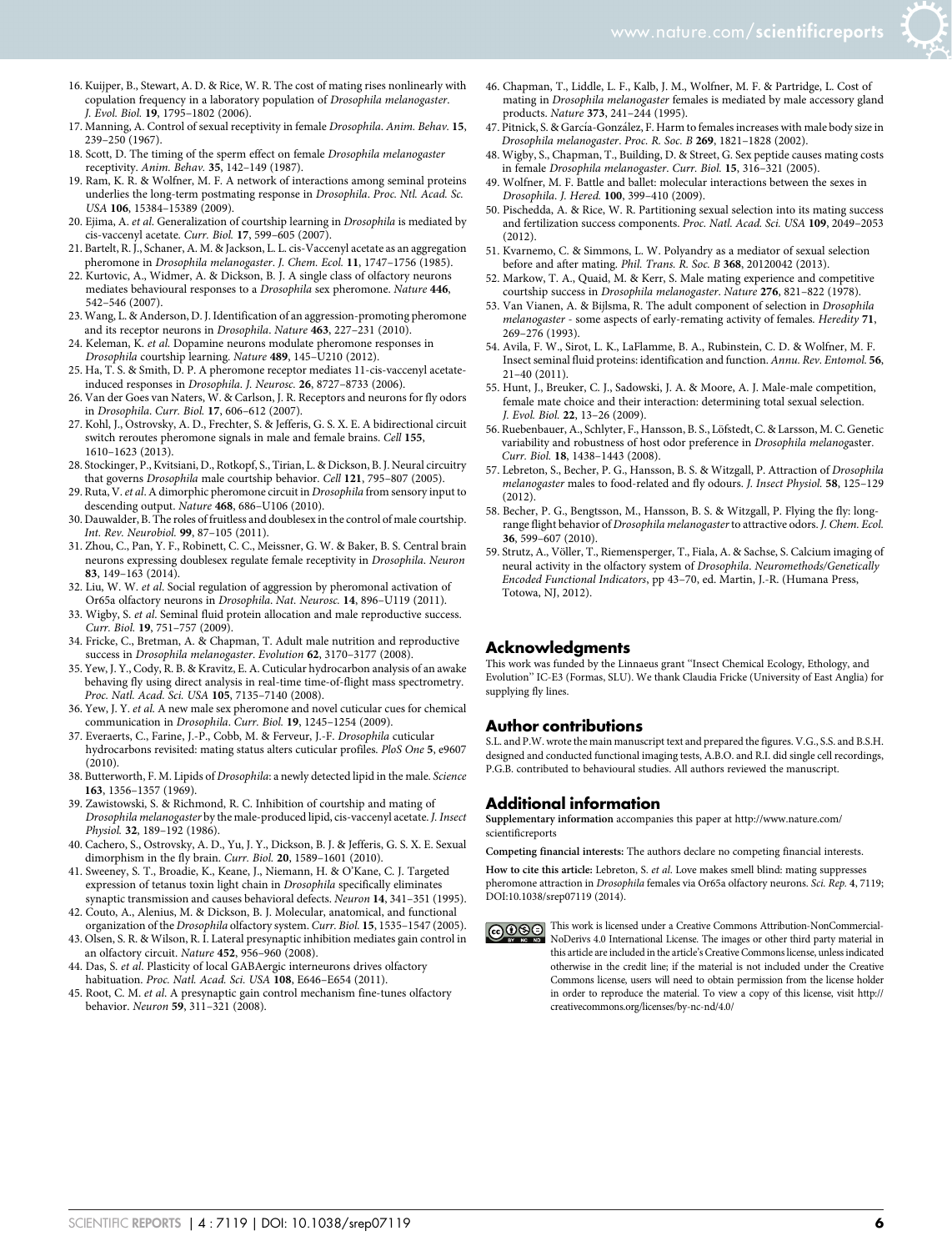16. Kuijper, B., Stewart, A. D. & Rice, W. R. The cost of mating rises nonlinearly with copulation frequency in a laboratory population of *Drosophila melanogaster*. *J. Evol. Biol.* **19**, 1795–1802 (2006).
17. Manning, A. Control of sexual receptivity in female *Drosophila*. *Anim. Behav.* **15**, 239–250 (1967).
18. Scott, D. The timing of the sperm effect on female *Drosophila melanogaster* receptivity. *Anim. Behav.* **35**, 142–149 (1987).
19. Ram, K. R. & Wolfner, M. F. A network of interactions among seminal proteins underlies the long-term postmating response in *Drosophila*. *Proc. Ntl. Acad. Sc. USA* **106**, 15384–15389 (2009).
20. Ejima, A. *et al.* Generalization of courtship learning in *Drosophila* is mediated by cis-vaccenyl acetate. *Curr. Biol.* **17**, 599–605 (2007).
21. Bartelt, R. J., Schaner, A. M. & Jackson, L. L. cis-Vaccenyl acetate as an aggregation pheromone in *Drosophila melanogaster*. *J. Chem. Ecol.* **11**, 1747–1756 (1985).
22. Kurtovic, A., Widmer, A. & Dickson, B. J. A single class of olfactory neurons mediates behavioural responses to a *Drosophila* sex pheromone. *Nature* **446**, 542–546 (2007).
23. Wang, L. & Anderson, D. J. Identification of an aggression-promoting pheromone and its receptor neurons in *Drosophila*. *Nature* **463**, 227–231 (2010).
24. Keleman, K. *et al.* Dopamine neurons modulate pheromone responses in *Drosophila* courtship learning. *Nature* **489**, 145–U210 (2012).
25. Ha, T. S. & Smith, D. P. A pheromone receptor mediates 11-cis-vaccenyl acetate-induced responses in *Drosophila*. *J. Neurosc.* **26**, 8727–8733 (2006).
26. Van der Goes van Naters, W. & Carlson, J. R. Receptors and neurons for fly odors in *Drosophila*. *Curr. Biol.* **17**, 606–612 (2007).
27. Kohl, J., Ostrovsky, A. D., Frechter, S. & Jefferis, G. S. X. E. A bidirectional circuit switch reroutes pheromone signals in male and female brains. *Cell* **155**, 1610–1623 (2013).
28. Stockinger, P., Kvitsiani, D., Rotkopf, S., Tirian, L. & Dickson, B. J. Neural circuitry that governs *Drosophila* male courtship behavior. *Cell* **121**, 795–807 (2005).
29. Ruta, V. *et al.* A dimorphic pheromone circuit in *Drosophila* from sensory input to descending output. *Nature* **468**, 686–U106 (2010).
30. Dauwalder, B. The roles of fruitless and doublesex in the control of male courtship. *Int. Rev. Neurobiol.* **99**, 87–105 (2011).
31. Zhou, C., Pan, Y. F., Robinett, C. C., Meissner, G. W. & Baker, B. S. Central brain neurons expressing doublesex regulate female receptivity in *Drosophila*. *Neuron* **83**, 149–163 (2014).
32. Liu, W. W. *et al.* Social regulation of aggression by pheromonal activation of Or65a olfactory neurons in *Drosophila*. *Nat. Neurosc.* **14**, 896–U119 (2011).
33. Wigby, S. *et al.* Seminal fluid protein allocation and male reproductive success. *Curr. Biol.* **19**, 751–757 (2009).
34. Fricke, C., Bretman, A. & Chapman, T. Adult male nutrition and reproductive success in *Drosophila melanogaster*. *Evolution* **62**, 3170–3177 (2008).
35. Yew, J. Y., Cody, R. B. & Kravitz, E. A. Cuticular hydrocarbon analysis of an awake behaving fly using direct analysis in real-time time-of-flight mass spectrometry. *Proc. Natl. Acad. Sci. USA* **105**, 7135–7140 (2008).
36. Yew, J. Y. *et al.* A new male sex pheromone and novel cuticular cues for chemical communication in *Drosophila*. *Curr. Biol.* **19**, 1245–1254 (2009).
37. Everaerts, C., Farine, J.-P., Cobb, M. & Ferveur, J.-F. *Drosophila* cuticular hydrocarbons revisited: mating status alters cuticular profiles. *PloS One* **5**, e9607 (2010).
38. Butterworth, F. M. Lipids of *Drosophila*: a newly detected lipid in the male. *Science* **163**, 1356–1357 (1969).
39. Zawistowski, S. & Richmond, R. C. Inhibition of courtship and mating of *Drosophila melanogaster* by the male-produced lipid, cis-vaccenyl acetate. *J. Insect Physiol.* **32**, 189–192 (1986).
40. Cachero, S., Ostrovsky, A. D., Yu, J. Y., Dickson, B. J. & Jefferis, G. S. X. E. Sexual dimorphism in the fly brain. *Curr. Biol.* **20**, 1589–1601 (2010).
41. Sweeney, S. T., Broadie, K., Keane, J., Niemann, H. & O'Kane, C. J. Targeted expression of tetanus toxin light chain in *Drosophila* specifically eliminates synaptic transmission and causes behavioral defects. *Neuron* **14**, 341–351 (1995).
42. Couto, A., Alenius, M. & Dickson, B. J. Molecular, anatomical, and functional organization of the *Drosophila* olfactory system. *Curr. Biol.* **15**, 1535–1547 (2005).
43. Olsen, S. R. & Wilson, R. I. Lateral presynaptic inhibition mediates gain control in an olfactory circuit. *Nature* **452**, 956–960 (2008).
44. Das, S. *et al.* Plasticity of local GABAergic interneurons drives olfactory habituation. *Proc. Natl. Acad. Sci. USA* **108**, E646–E654 (2011).
45. Root, C. M. *et al.* A presynaptic gain control mechanism fine-tunes olfactory behavior. *Neuron* **59**, 311–321 (2008).
46. Chapman, T., Liddle, L. F., Kalb, J. M., Wolfner, M. F. & Partridge, L. Cost of mating in *Drosophila melanogaster* females is mediated by male accessory gland products. *Nature* **373**, 241–244 (1995).
47. Pitnick, S. & García-González, F. Harm to females increases with male body size in *Drosophila melanogaster*. *Proc. R. Soc. B* **269**, 1821–1828 (2002).
48. Wigby, S., Chapman, T., Building, D. & Street, G. Sex peptide causes mating costs in female *Drosophila melanogaster*. *Curr. Biol.* **15**, 316–321 (2005).
49. Wolfner, M. F. Battle and ballet: molecular interactions between the sexes in *Drosophila*. *J. Hered.* **100**, 399–410 (2009).
50. Pischedda, A. & Rice, W. R. Partitioning sexual selection into its mating success and fertilization success components. *Proc. Natl. Acad. Sci. USA* **109**, 2049–2053 (2012).
51. Kvarnemo, C. & Simmons, L. W. Polyandry as a mediator of sexual selection before and after mating. *Phil. Trans. R. Soc. B* **368**, 20120042 (2013).
52. Markow, T. A., Quaid, M. & Kerr, S. Male mating experience and competitive courtship success in *Drosophila melanogaster*. *Nature* **276**, 821–822 (1978).
53. Van Vianen, A. & Bijlsma, R. The adult component of selection in *Drosophila melanogaster* - some aspects of early-remating activity of females. *Heredity* **71**, 269–276 (1993).
54. Avila, F. W., Sirot, L. K., LaFlamme, B. A., Rubinstein, C. D. & Wolfner, M. F. Insect seminal fluid proteins: identification and function. *Annu. Rev. Entomol.* **56**, 21–40 (2011).
55. Hunt, J., Breuker, C. J., Sadowski, J. A. & Moore, A. J. Male-male competition, female mate choice and their interaction: determining total sexual selection. *J. Evol. Biol.* **22**, 13–26 (2009).
56. Ruebenbauer, A., Schlyter, F., Hansson, B. S., Löfstedt, C. & Larsson, M. C. Genetic variability and robustness of host odor preference in *Drosophila melanogaster*. *Curr. Biol.* **18**, 1438–1443 (2008).
57. Lebreton, S., Becher, P. G., Hansson, B. S. & Witzgall, P. Attraction of *Drosophila melanogaster* males to food-related and fly odours. *J. Insect Physiol.* **58**, 125–129 (2012).
58. Becher, P. G., Bengtsson, M., Hansson, B. S. & Witzgall, P. Flying the fly: long-range flight behavior of *Drosophila melanogaster* to attractive odors. *J. Chem. Ecol.* **36**, 599–607 (2010).
59. Strutz, A., Völler, T., Riemensperger, T., Fiala, A. & Sachse, S. Calcium imaging of neural activity in the olfactory system of *Drosophila*. *Neuromethods/Genetically Encoded Functional Indicators*, pp 43–70, ed. Martin, J.-R. (Humana Press, Totowa, NJ, 2012).

## Acknowledgments

This work was funded by the Linnaeus grant "Insect Chemical Ecology, Ethology, and Evolution" IC-E3 (Formas, SLU). We thank Claudia Fricke (University of East Anglia) for supplying fly lines.

## Author contributions

S.L. and P.W. wrote the main manuscript text and prepared the figures. V.G., S.S. and B.S.H. designed and conducted functional imaging tests, A.B.O. and R.I. did single cell recordings, P.G.B. contributed to behavioural studies. All authors reviewed the manuscript.

## Additional information

**Supplementary information** accompanies this paper at http://www.nature.com/scientificreports

**Competing financial interests:** The authors declare no competing financial interests.

**How to cite this article:** Lebreton, S. *et al.* Love makes smell blind: mating suppresses pheromone attraction in *Drosophila* females via Or65a olfactory neurons. *Sci. Rep.* **4**, 7119; DOI:10.1038/srep07119 (2014).

This work is licensed under a Creative Commons Attribution-NonCommercial-NoDerivs 4.0 International License. The images or other third party material in this article are included in the article's Creative Commons license, unless indicated otherwise in the credit line; if the material is not included under the Creative Commons license, users will need to obtain permission from the license holder in order to reproduce the material. To view a copy of this license, visit http://creativecommons.org/licenses/by-nc-nd/4.0/